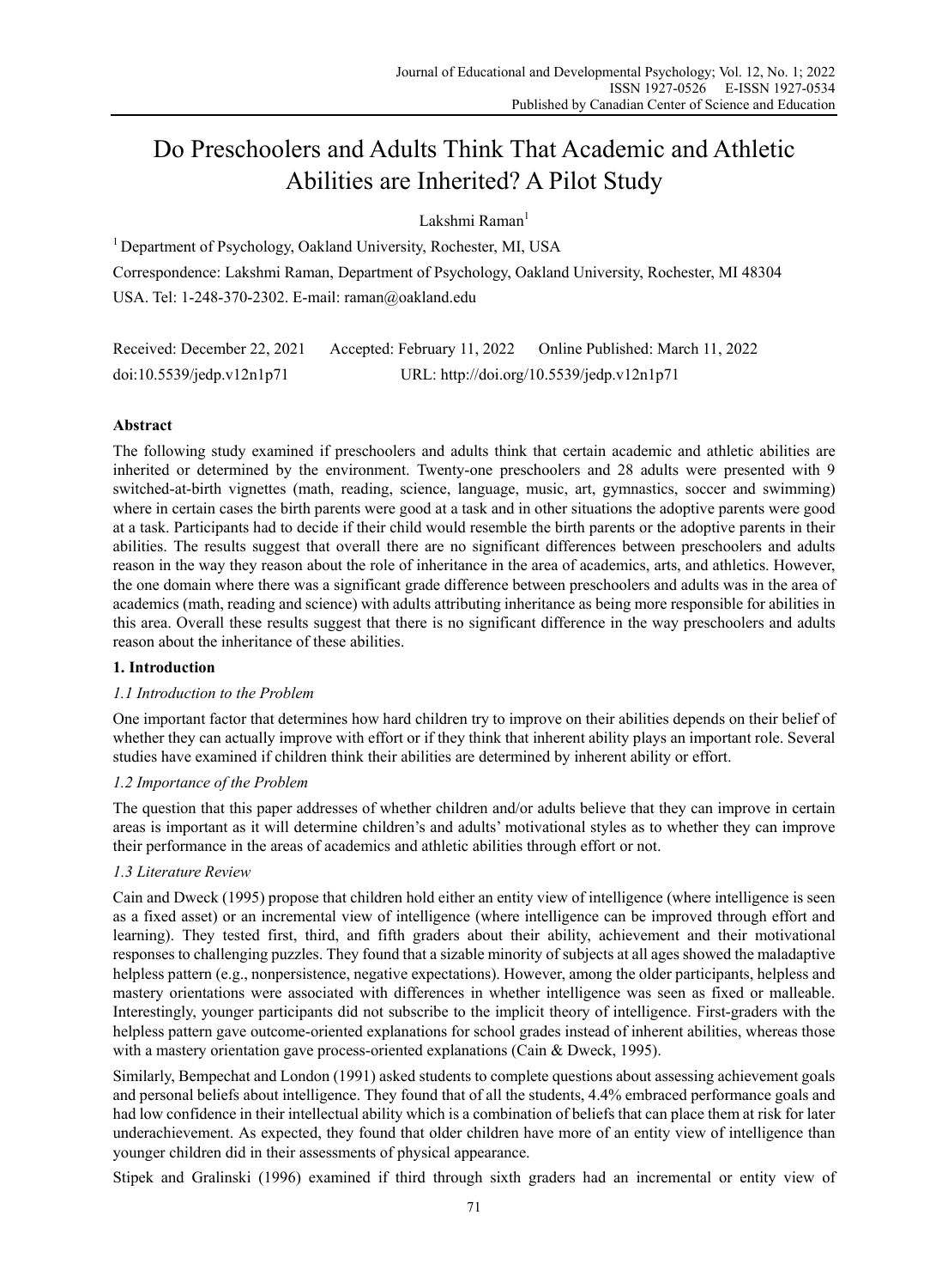# Do Preschoolers and Adults Think That Academic and Athletic Abilities are Inherited? A Pilot Study

Lakshmi Raman[1]

[1] Department of Psychology, Oakland University, Rochester, MI, USA

Correspondence: Lakshmi Raman, Department of Psychology, Oakland University, Rochester, MI 48304 USA. Tel: 1-248-370-2302. E-mail: raman@oakland.edu

Received: December 22, 2021 Accepted: February 11, 2022 Online Published: March 11, 2022

doi:10.5539/jedp.v12n1p71 URL: http://doi.org/10.5539/jedp.v12n1p71

## Abstract

The following study examined if preschoolers and adults think that certain academic and athletic abilities are inherited or determined by the environment. Twenty-one preschoolers and 28 adults were presented with 9 switched-at-birth vignettes (math, reading, science, language, music, art, gymnastics, soccer and swimming) where in certain cases the birth parents were good at a task and in other situations the adoptive parents were good at a task. Participants had to decide if their child would resemble the birth parents or the adoptive parents in their abilities. The results suggest that overall there are no significant differences between preschoolers and adults reason in the way they reason about the role of inheritance in the area of academics, arts, and athletics. However, the one domain where there was a significant grade difference between preschoolers and adults was in the area of academics (math, reading and science) with adults attributing inheritance as being more responsible for abilities in this area. Overall these results suggest that there is no significant difference in the way preschoolers and adults reason about the inheritance of these abilities.

## 1. Introduction

### *1.1 Introduction to the Problem*

One important factor that determines how hard children try to improve on their abilities depends on their belief of whether they can actually improve with effort or if they think that inherent ability plays an important role. Several studies have examined if children think their abilities are determined by inherent ability or effort.

### *1.2 Importance of the Problem*

The question that this paper addresses of whether children and/or adults believe that they can improve in certain areas is important as it will determine children's and adults' motivational styles as to whether they can improve their performance in the areas of academics and athletic abilities through effort or not.

### *1.3 Literature Review*

Cain and Dweck (1995) propose that children hold either an entity view of intelligence (where intelligence is seen as a fixed asset) or an incremental view of intelligence (where intelligence can be improved through effort and learning). They tested first, third, and fifth graders about their ability, achievement and their motivational responses to challenging puzzles. They found that a sizable minority of subjects at all ages showed the maladaptive helpless pattern (e.g., nonpersistence, negative expectations). However, among the older participants, helpless and mastery orientations were associated with differences in whether intelligence was seen as fixed or malleable. Interestingly, younger participants did not subscribe to the implicit theory of intelligence. First-graders with the helpless pattern gave outcome-oriented explanations for school grades instead of inherent abilities, whereas those with a mastery orientation gave process-oriented explanations (Cain & Dweck, 1995).

Similarly, Bempechat and London (1991) asked students to complete questions about assessing achievement goals and personal beliefs about intelligence. They found that of all the students, 4.4% embraced performance goals and had low confidence in their intellectual ability which is a combination of beliefs that can place them at risk for later underachievement. As expected, they found that older children have more of an entity view of intelligence than younger children did in their assessments of physical appearance.

Stipek and Gralinski (1996) examined if third through sixth graders had an incremental or entity view of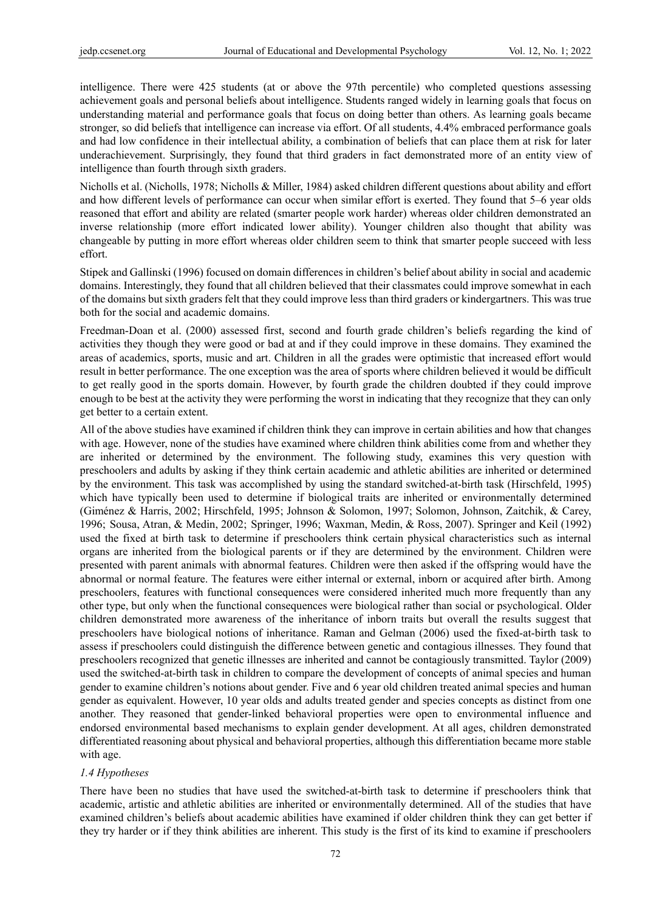intelligence. There were 425 students (at or above the 97th percentile) who completed questions assessing achievement goals and personal beliefs about intelligence. Students ranged widely in learning goals that focus on understanding material and performance goals that focus on doing better than others. As learning goals became stronger, so did beliefs that intelligence can increase via effort. Of all students, 4.4% embraced performance goals and had low confidence in their intellectual ability, a combination of beliefs that can place them at risk for later underachievement. Surprisingly, they found that third graders in fact demonstrated more of an entity view of intelligence than fourth through sixth graders.

Nicholls et al. (Nicholls, 1978; Nicholls & Miller, 1984) asked children different questions about ability and effort and how different levels of performance can occur when similar effort is exerted. They found that 5–6 year olds reasoned that effort and ability are related (smarter people work harder) whereas older children demonstrated an inverse relationship (more effort indicated lower ability). Younger children also thought that ability was changeable by putting in more effort whereas older children seem to think that smarter people succeed with less effort.

Stipek and Gallinski (1996) focused on domain differences in children's belief about ability in social and academic domains. Interestingly, they found that all children believed that their classmates could improve somewhat in each of the domains but sixth graders felt that they could improve less than third graders or kindergartners. This was true both for the social and academic domains.

Freedman-Doan et al. (2000) assessed first, second and fourth grade children's beliefs regarding the kind of activities they though they were good or bad at and if they could improve in these domains. They examined the areas of academics, sports, music and art. Children in all the grades were optimistic that increased effort would result in better performance. The one exception was the area of sports where children believed it would be difficult to get really good in the sports domain. However, by fourth grade the children doubted if they could improve enough to be best at the activity they were performing the worst in indicating that they recognize that they can only get better to a certain extent.

All of the above studies have examined if children think they can improve in certain abilities and how that changes with age. However, none of the studies have examined where children think abilities come from and whether they are inherited or determined by the environment. The following study, examines this very question with preschoolers and adults by asking if they think certain academic and athletic abilities are inherited or determined by the environment. This task was accomplished by using the standard switched-at-birth task (Hirschfeld, 1995) which have typically been used to determine if biological traits are inherited or environmentally determined (Giménez & Harris, 2002; Hirschfeld, 1995; Johnson & Solomon, 1997; Solomon, Johnson, Zaitchik, & Carey, 1996; Sousa, Atran, & Medin, 2002; Springer, 1996; Waxman, Medin, & Ross, 2007). Springer and Keil (1992) used the fixed at birth task to determine if preschoolers think certain physical characteristics such as internal organs are inherited from the biological parents or if they are determined by the environment. Children were presented with parent animals with abnormal features. Children were then asked if the offspring would have the abnormal or normal feature. The features were either internal or external, inborn or acquired after birth. Among preschoolers, features with functional consequences were considered inherited much more frequently than any other type, but only when the functional consequences were biological rather than social or psychological. Older children demonstrated more awareness of the inheritance of inborn traits but overall the results suggest that preschoolers have biological notions of inheritance. Raman and Gelman (2006) used the fixed-at-birth task to assess if preschoolers could distinguish the difference between genetic and contagious illnesses. They found that preschoolers recognized that genetic illnesses are inherited and cannot be contagiously transmitted. Taylor (2009) used the switched-at-birth task in children to compare the development of concepts of animal species and human gender to examine children's notions about gender. Five and 6 year old children treated animal species and human gender as equivalent. However, 10 year olds and adults treated gender and species concepts as distinct from one another. They reasoned that gender-linked behavioral properties were open to environmental influence and endorsed environmental based mechanisms to explain gender development. At all ages, children demonstrated differentiated reasoning about physical and behavioral properties, although this differentiation became more stable with age.

### *1.4 Hypotheses*

There have been no studies that have used the switched-at-birth task to determine if preschoolers think that academic, artistic and athletic abilities are inherited or environmentally determined. All of the studies that have examined children's beliefs about academic abilities have examined if older children think they can get better if they try harder or if they think abilities are inherent. This study is the first of its kind to examine if preschoolers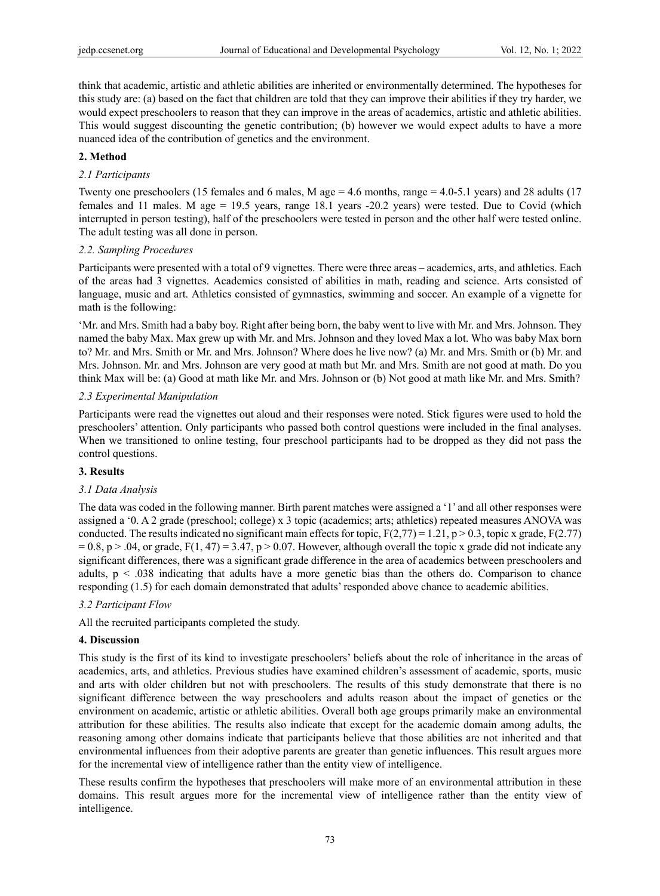think that academic, artistic and athletic abilities are inherited or environmentally determined. The hypotheses for this study are: (a) based on the fact that children are told that they can improve their abilities if they try harder, we would expect preschoolers to reason that they can improve in the areas of academics, artistic and athletic abilities. This would suggest discounting the genetic contribution; (b) however we would expect adults to have a more nuanced idea of the contribution of genetics and the environment.

## 2. Method

### *2.1 Participants*

Twenty one preschoolers (15 females and 6 males, M age = 4.6 months, range = 4.0-5.1 years) and 28 adults (17 females and 11 males. M age = 19.5 years, range 18.1 years -20.2 years) were tested. Due to Covid (which interrupted in person testing), half of the preschoolers were tested in person and the other half were tested online. The adult testing was all done in person.

### *2.2. Sampling Procedures*

Participants were presented with a total of 9 vignettes. There were three areas – academics, arts, and athletics. Each of the areas had 3 vignettes. Academics consisted of abilities in math, reading and science. Arts consisted of language, music and art. Athletics consisted of gymnastics, swimming and soccer. An example of a vignette for math is the following:

'Mr. and Mrs. Smith had a baby boy. Right after being born, the baby went to live with Mr. and Mrs. Johnson. They named the baby Max. Max grew up with Mr. and Mrs. Johnson and they loved Max a lot. Who was baby Max born to? Mr. and Mrs. Smith or Mr. and Mrs. Johnson? Where does he live now? (a) Mr. and Mrs. Smith or (b) Mr. and Mrs. Johnson. Mr. and Mrs. Johnson are very good at math but Mr. and Mrs. Smith are not good at math. Do you think Max will be: (a) Good at math like Mr. and Mrs. Johnson or (b) Not good at math like Mr. and Mrs. Smith?

### *2.3 Experimental Manipulation*

Participants were read the vignettes out aloud and their responses were noted. Stick figures were used to hold the preschoolers' attention. Only participants who passed both control questions were included in the final analyses. When we transitioned to online testing, four preschool participants had to be dropped as they did not pass the control questions.

## 3. Results

### *3.1 Data Analysis*

The data was coded in the following manner. Birth parent matches were assigned a '1' and all other responses were assigned a '0. A 2 grade (preschool; college) x 3 topic (academics; arts; athletics) repeated measures ANOVA was conducted. The results indicated no significant main effects for topic, $F(2,77) = 1.21$, $p > 0.3$, topic x grade, $F(2.77) = 0.8$, $p > .04$, or grade, $F(1, 47) = 3.47$, $p > 0.07$. However, although overall the topic x grade did not indicate any significant differences, there was a significant grade difference in the area of academics between preschoolers and adults, $p < .038$ indicating that adults have a more genetic bias than the others do. Comparison to chance responding (1.5) for each domain demonstrated that adults' responded above chance to academic abilities.

### *3.2 Participant Flow*

All the recruited participants completed the study.

## 4. Discussion

This study is the first of its kind to investigate preschoolers' beliefs about the role of inheritance in the areas of academics, arts, and athletics. Previous studies have examined children's assessment of academic, sports, music and arts with older children but not with preschoolers. The results of this study demonstrate that there is no significant difference between the way preschoolers and adults reason about the impact of genetics or the environment on academic, artistic or athletic abilities. Overall both age groups primarily make an environmental attribution for these abilities. The results also indicate that except for the academic domain among adults, the reasoning among other domains indicate that participants believe that those abilities are not inherited and that environmental influences from their adoptive parents are greater than genetic influences. This result argues more for the incremental view of intelligence rather than the entity view of intelligence.

These results confirm the hypotheses that preschoolers will make more of an environmental attribution in these domains. This result argues more for the incremental view of intelligence rather than the entity view of intelligence.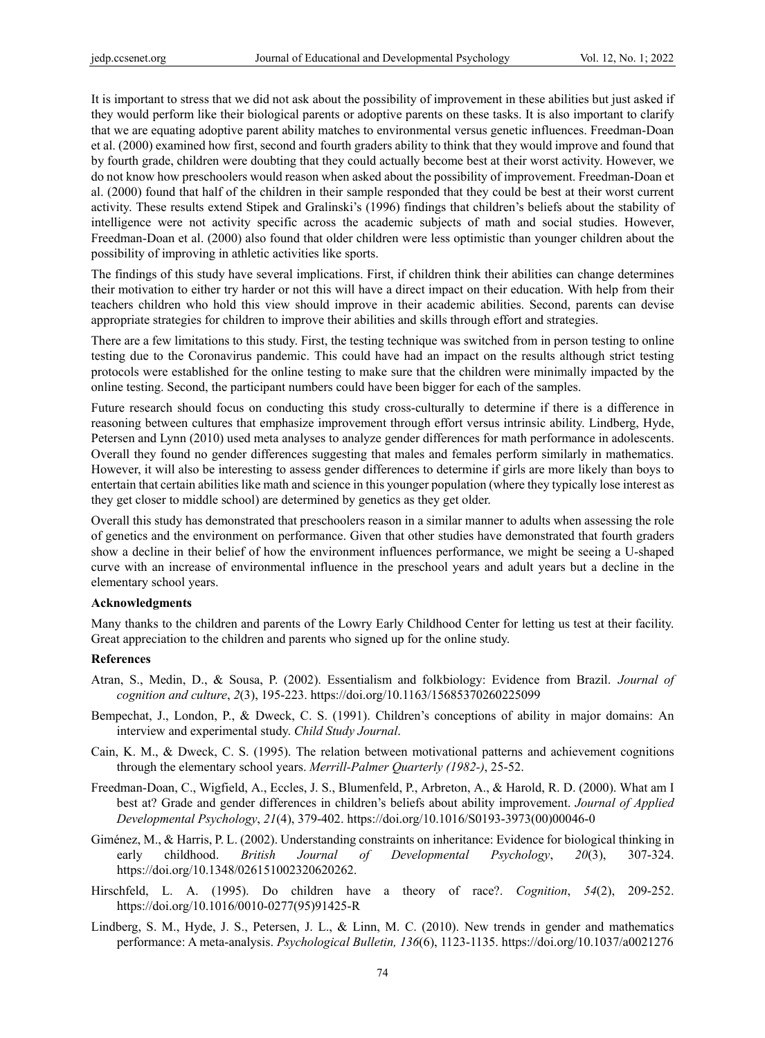It is important to stress that we did not ask about the possibility of improvement in these abilities but just asked if they would perform like their biological parents or adoptive parents on these tasks. It is also important to clarify that we are equating adoptive parent ability matches to environmental versus genetic influences. Freedman-Doan et al. (2000) examined how first, second and fourth graders ability to think that they would improve and found that by fourth grade, children were doubting that they could actually become best at their worst activity. However, we do not know how preschoolers would reason when asked about the possibility of improvement. Freedman-Doan et al. (2000) found that half of the children in their sample responded that they could be best at their worst current activity. These results extend Stipek and Gralinski's (1996) findings that children's beliefs about the stability of intelligence were not activity specific across the academic subjects of math and social studies. However, Freedman-Doan et al. (2000) also found that older children were less optimistic than younger children about the possibility of improving in athletic activities like sports.

The findings of this study have several implications. First, if children think their abilities can change determines their motivation to either try harder or not this will have a direct impact on their education. With help from their teachers children who hold this view should improve in their academic abilities. Second, parents can devise appropriate strategies for children to improve their abilities and skills through effort and strategies.

There are a few limitations to this study. First, the testing technique was switched from in person testing to online testing due to the Coronavirus pandemic. This could have had an impact on the results although strict testing protocols were established for the online testing to make sure that the children were minimally impacted by the online testing. Second, the participant numbers could have been bigger for each of the samples.

Future research should focus on conducting this study cross-culturally to determine if there is a difference in reasoning between cultures that emphasize improvement through effort versus intrinsic ability. Lindberg, Hyde, Petersen and Lynn (2010) used meta analyses to analyze gender differences for math performance in adolescents. Overall they found no gender differences suggesting that males and females perform similarly in mathematics. However, it will also be interesting to assess gender differences to determine if girls are more likely than boys to entertain that certain abilities like math and science in this younger population (where they typically lose interest as they get closer to middle school) are determined by genetics as they get older.

Overall this study has demonstrated that preschoolers reason in a similar manner to adults when assessing the role of genetics and the environment on performance. Given that other studies have demonstrated that fourth graders show a decline in their belief of how the environment influences performance, we might be seeing a U-shaped curve with an increase of environmental influence in the preschool years and adult years but a decline in the elementary school years.

### Acknowledgments

Many thanks to the children and parents of the Lowry Early Childhood Center for letting us test at their facility. Great appreciation to the children and parents who signed up for the online study.

### References

Atran, S., Medin, D., & Sousa, P. (2002). Essentialism and folkbiology: Evidence from Brazil. *Journal of cognition and culture*, *2*(3), 195-223. https://doi.org/10.1163/15685370260225099

Bempechat, J., London, P., & Dweck, C. S. (1991). Children's conceptions of ability in major domains: An interview and experimental study. *Child Study Journal*.

Cain, K. M., & Dweck, C. S. (1995). The relation between motivational patterns and achievement cognitions through the elementary school years. *Merrill-Palmer Quarterly (1982-)*, 25-52.

Freedman-Doan, C., Wigfield, A., Eccles, J. S., Blumenfeld, P., Arbreton, A., & Harold, R. D. (2000). What am I best at? Grade and gender differences in children's beliefs about ability improvement. *Journal of Applied Developmental Psychology*, *21*(4), 379-402. https://doi.org/10.1016/S0193-3973(00)00046-0

Giménez, M., & Harris, P. L. (2002). Understanding constraints on inheritance: Evidence for biological thinking in early childhood. *British Journal of Developmental Psychology*, *20*(3), 307-324. https://doi.org/10.1348/026151002320620262.

Hirschfeld, L. A. (1995). Do children have a theory of race?. *Cognition*, *54*(2), 209-252. https://doi.org/10.1016/0010-0277(95)91425-R

Lindberg, S. M., Hyde, J. S., Petersen, J. L., & Linn, M. C. (2010). New trends in gender and mathematics performance: A meta-analysis. *Psychological Bulletin, 136*(6), 1123-1135. https://doi.org/10.1037/a0021276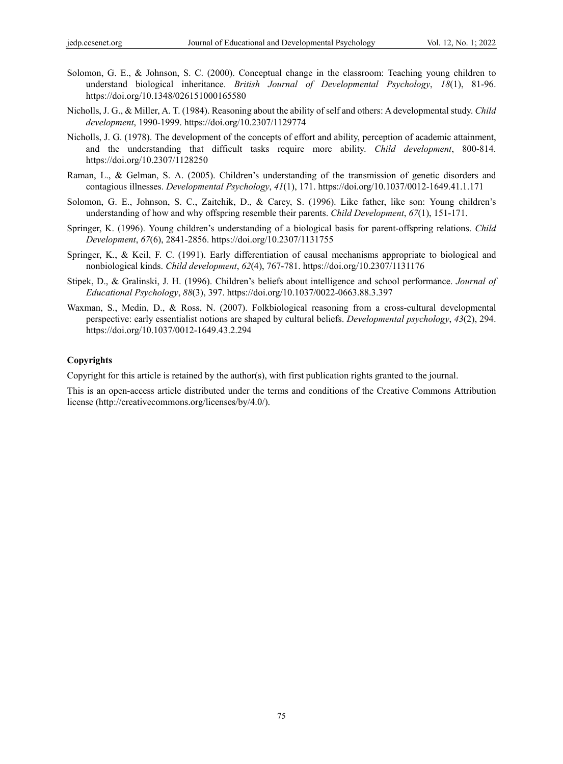Solomon, G. E., & Johnson, S. C. (2000). Conceptual change in the classroom: Teaching young children to understand biological inheritance. *British Journal of Developmental Psychology*, *18*(1), 81-96. https://doi.org/10.1348/026151000165580

Nicholls, J. G., & Miller, A. T. (1984). Reasoning about the ability of self and others: A developmental study. *Child development*, 1990-1999. https://doi.org/10.2307/1129774

Nicholls, J. G. (1978). The development of the concepts of effort and ability, perception of academic attainment, and the understanding that difficult tasks require more ability. *Child development*, 800-814. https://doi.org/10.2307/1128250

Raman, L., & Gelman, S. A. (2005). Children's understanding of the transmission of genetic disorders and contagious illnesses. *Developmental Psychology*, *41*(1), 171. https://doi.org/10.1037/0012-1649.41.1.171

Solomon, G. E., Johnson, S. C., Zaitchik, D., & Carey, S. (1996). Like father, like son: Young children's understanding of how and why offspring resemble their parents. *Child Development*, *67*(1), 151-171.

Springer, K. (1996). Young children's understanding of a biological basis for parent-offspring relations. *Child Development*, *67*(6), 2841-2856. https://doi.org/10.2307/1131755

Springer, K., & Keil, F. C. (1991). Early differentiation of causal mechanisms appropriate to biological and nonbiological kinds. *Child development*, *62*(4), 767-781. https://doi.org/10.2307/1131176

Stipek, D., & Gralinski, J. H. (1996). Children's beliefs about intelligence and school performance. *Journal of Educational Psychology*, *88*(3), 397. https://doi.org/10.1037/0022-0663.88.3.397

Waxman, S., Medin, D., & Ross, N. (2007). Folkbiological reasoning from a cross-cultural developmental perspective: early essentialist notions are shaped by cultural beliefs. *Developmental psychology*, *43*(2), 294. https://doi.org/10.1037/0012-1649.43.2.294

**Copyrights**

Copyright for this article is retained by the author(s), with first publication rights granted to the journal.

This is an open-access article distributed under the terms and conditions of the Creative Commons Attribution license (http://creativecommons.org/licenses/by/4.0/).